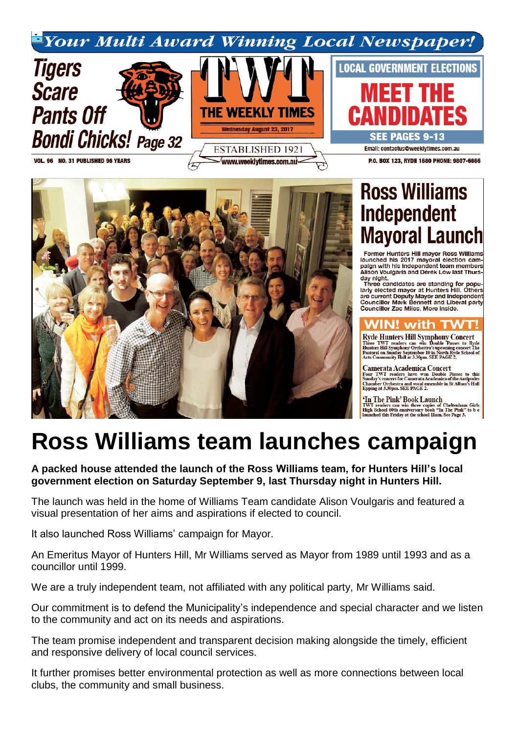*Your Multi Award Winning Local Newspaper!*

**Tigers Scare Pants Off Bondi Chicks!** Page 32

# TWT THE WEEKLY TIMES

Wednesday August 23, 2017

ESTABLISHED 1921

www.weeklytimes.com.au

VOL. 96 NO. 31 PUBLISHED 96 YEARS

**LOCAL GOVERNMENT ELECTIONS**

**MEET THE CANDIDATES**

**SEE PAGES 9-13**

Email: contactus@weeklytimes.com.au

P.O. BOX 123, RYDE 1680 PHONE: 9807-6666

## Ross Williams Independent Mayoral Launch

Former Hunters Hill mayor Ross Williams launched his 2017 mayoral election campaign with his Independent team members Alison Voulgaris and Derek Low last Thursday night.

Three candidates are standing for popularly elected mayor at Hunters Hill. Others are current Deputy Mayor and Independent Councillor Mark Bennett and Liberal party Councillor Zac Miles. More inside.

## WIN! with TWT!

**Ryde Hunters Hill Symphony Concert**
Three TWT readers can win Double Passes to Ryde Hunters Hill Symphony Orchestra's upcoming concert The Pastoral on Sunday September 10 in North Ryde School of Arts Community Hall at 3.30pm. SEE PAGE 2.

**Camerata Academica Concert**
Four TWT readers have won Double Passes to this Sunday's concert for Camerata Academica of the Antipodes Chamber Orchestra and vocal ensemble in St Alban's Hall Epping at 3.30pm. SEE PAGE 2.

**'In The Pink' Book Launch**
TWT readers can win three copies of Cheltenham Girls High School 60th anniversary book "In The Pink" to be launched this Friday at the school 11am. See Page 3.

# Ross Williams team launches campaign

**A packed house attended the launch of the Ross Williams team, for Hunters Hill's local government election on Saturday September 9, last Thursday night in Hunters Hill.**

The launch was held in the home of Williams Team candidate Alison Voulgaris and featured a visual presentation of her aims and aspirations if elected to council.

It also launched Ross Williams' campaign for Mayor.

An Emeritus Mayor of Hunters Hill, Mr Williams served as Mayor from 1989 until 1993 and as a councillor until 1999.

We are a truly independent team, not affiliated with any political party, Mr Williams said.

Our commitment is to defend the Municipality's independence and special character and we listen to the community and act on its needs and aspirations.

The team promise independent and transparent decision making alongside the timely, efficient and responsive delivery of local council services.

It further promises better environmental protection as well as more connections between local clubs, the community and small business.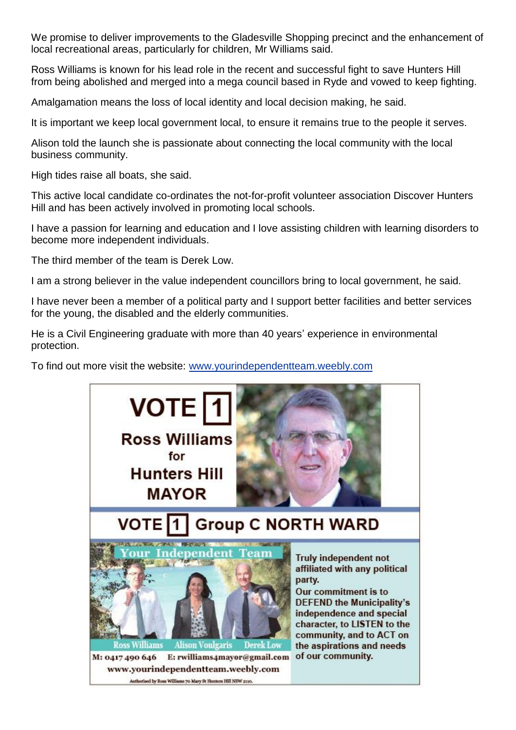We promise to deliver improvements to the Gladesville Shopping precinct and the enhancement of local recreational areas, particularly for children, Mr Williams said.

Ross Williams is known for his lead role in the recent and successful fight to save Hunters Hill from being abolished and merged into a mega council based in Ryde and vowed to keep fighting.

Amalgamation means the loss of local identity and local decision making, he said.

It is important we keep local government local, to ensure it remains true to the people it serves.

Alison told the launch she is passionate about connecting the local community with the local business community.

High tides raise all boats, she said.

This active local candidate co-ordinates the not-for-profit volunteer association Discover Hunters Hill and has been actively involved in promoting local schools.

I have a passion for learning and education and I love assisting children with learning disorders to become more independent individuals.

The third member of the team is Derek Low.

I am a strong believer in the value independent councillors bring to local government, he said.

I have never been a member of a political party and I support better facilities and better services for the young, the disabled and the elderly communities.

He is a Civil Engineering graduate with more than 40 years' experience in environmental protection.

To find out more visit the website: [www.yourindependentteam.weebly.com](http://www.yourindependentteam.weebly.com)

**VOTE 1**

**Ross Williams for Hunters Hill MAYOR**

**VOTE 1 Group C NORTH WARD**

Your Independent Team

Ross Williams Alison Voulgaris Derek Low

M: 0417 490 646 E: rwilliams4mayor@gmail.com

www.yourindependentteam.weebly.com

Authorised by Ross Williams 70 Mary St Hunters Hill NSW 2110.

**Truly independent not affiliated with any political party.**

**Our commitment is to DEFEND the Municipality's independence and special character, to LISTEN to the community, and to ACT on the aspirations and needs of our community.**